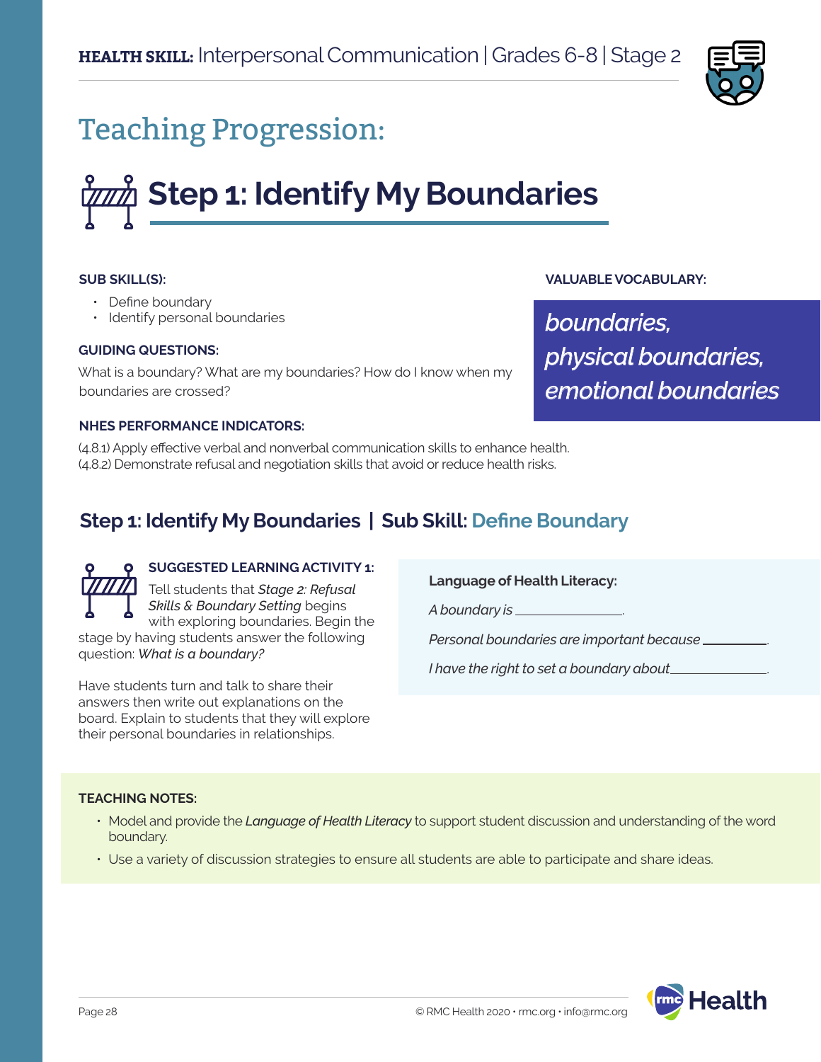**HEALTH SKILL:** Interpersonal Communication | Grades 6-8 | Stage 2

# Teaching Progression:

## Step 1: Identify My Boundaries

**SUB SKILL(S):**

- Define boundary
- Identify personal boundaries

**GUIDING QUESTIONS:**

What is a boundary? What are my boundaries? How do I know when my boundaries are crossed?

**VALUABLE VOCABULARY:**

*boundaries, physical boundaries, emotional boundaries*

**NHES PERFORMANCE INDICATORS:**

(4.8.1) Apply effective verbal and nonverbal communication skills to enhance health.
(4.8.2) Demonstrate refusal and negotiation skills that avoid or reduce health risks.

### Step 1: Identify My Boundaries | Sub Skill: Define Boundary

**SUGGESTED LEARNING ACTIVITY 1:**

Tell students that *Stage 2: Refusal Skills & Boundary Setting* begins with exploring boundaries. Begin the stage by having students answer the following question: *What is a boundary?*

Have students turn and talk to share their answers then write out explanations on the board. Explain to students that they will explore their personal boundaries in relationships.

**Language of Health Literacy:**

*A boundary is* ______________.

*Personal boundaries are important because* __________.

*I have the right to set a boundary about* ______________.

**TEACHING NOTES:**

- Model and provide the *Language of Health Literacy* to support student discussion and understanding of the word boundary.
- Use a variety of discussion strategies to ensure all students are able to participate and share ideas.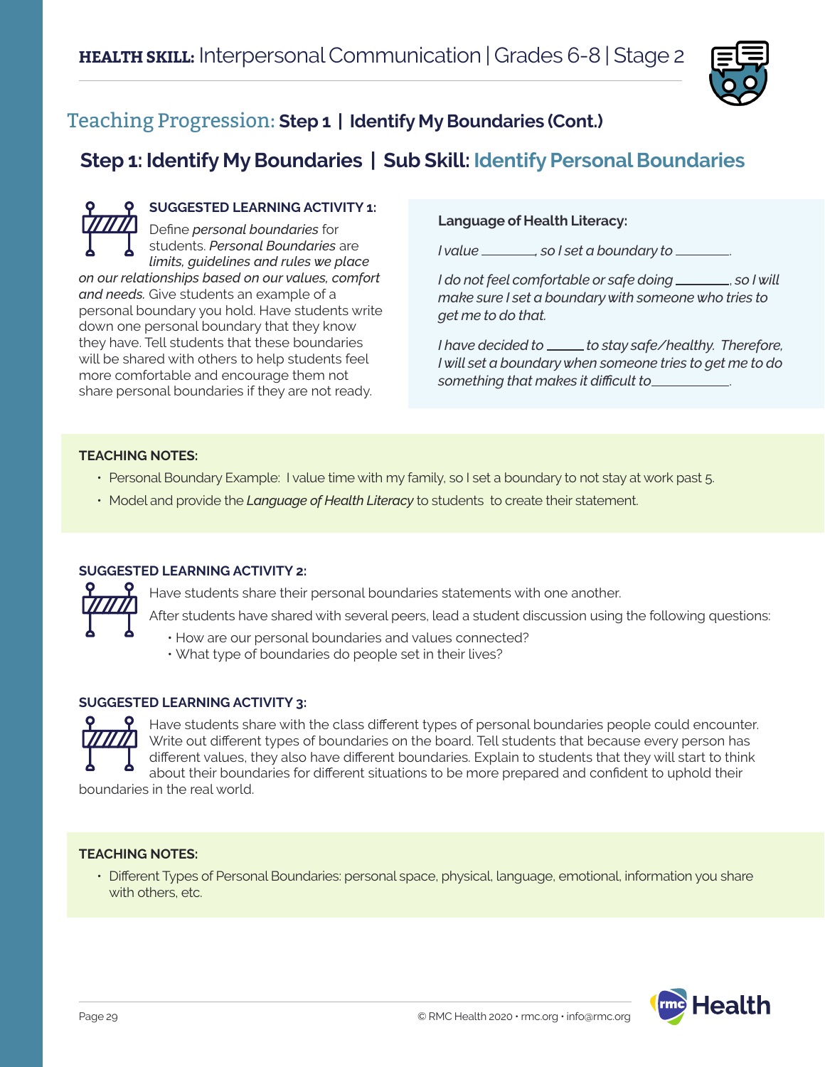# HEALTH SKILL: Interpersonal Communication | Grades 6-8 | Stage 2

## Teaching Progression: Step 1 | Identify My Boundaries (Cont.)

## Step 1: Identify My Boundaries | Sub Skill: Identify Personal Boundaries

**SUGGESTED LEARNING ACTIVITY 1:**

Define *personal boundaries* for students. *Personal Boundaries* are *limits, guidelines and rules we place on our relationships based on our values, comfort and needs.* Give students an example of a personal boundary you hold. Have students write down one personal boundary that they know they have. Tell students that these boundaries will be shared with others to help students feel more comfortable and encourage them not share personal boundaries if they are not ready.

**Language of Health Literacy:**

*I value ________, so I set a boundary to ________.*

*I do not feel comfortable or safe doing ________, so I will make sure I set a boundary with someone who tries to get me to do that.*

*I have decided to ______ to stay safe/healthy. Therefore, I will set a boundary when someone tries to get me to do something that makes it difficult to ___________.*

**TEACHING NOTES:**

- Personal Boundary Example: I value time with my family, so I set a boundary to not stay at work past 5.
- Model and provide the ***Language of Health Literacy*** to students to create their statement.

**SUGGESTED LEARNING ACTIVITY 2:**

Have students share their personal boundaries statements with one another.

After students have shared with several peers, lead a student discussion using the following questions:

- How are our personal boundaries and values connected?
- What type of boundaries do people set in their lives?

**SUGGESTED LEARNING ACTIVITY 3:**

Have students share with the class different types of personal boundaries people could encounter. Write out different types of boundaries on the board. Tell students that because every person has different values, they also have different boundaries. Explain to students that they will start to think about their boundaries for different situations to be more prepared and confident to uphold their boundaries in the real world.

**TEACHING NOTES:**

- Different Types of Personal Boundaries: personal space, physical, language, emotional, information you share with others, etc.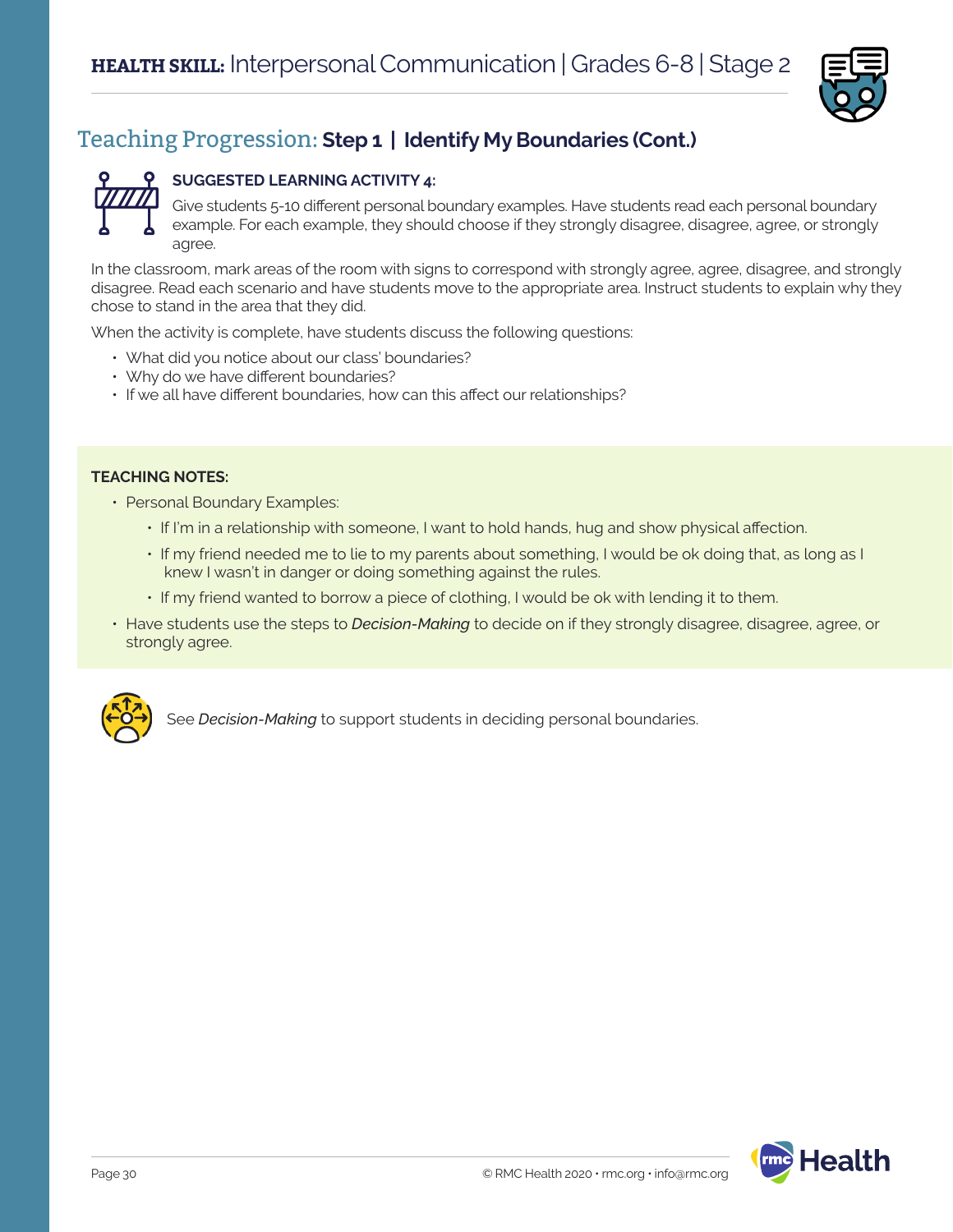## Teaching Progression: **Step 1 | Identify My Boundaries (Cont.)**

**SUGGESTED LEARNING ACTIVITY 4:**

Give students 5-10 different personal boundary examples. Have students read each personal boundary example. For each example, they should choose if they strongly disagree, disagree, agree, or strongly agree.

In the classroom, mark areas of the room with signs to correspond with strongly agree, agree, disagree, and strongly disagree. Read each scenario and have students move to the appropriate area. Instruct students to explain why they chose to stand in the area that they did.

When the activity is complete, have students discuss the following questions:

- What did you notice about our class' boundaries?
- Why do we have different boundaries?
- If we all have different boundaries, how can this affect our relationships?

**TEACHING NOTES:**

- Personal Boundary Examples:
  - If I'm in a relationship with someone, I want to hold hands, hug and show physical affection.
  - If my friend needed me to lie to my parents about something, I would be ok doing that, as long as I knew I wasn't in danger or doing something against the rules.
  - If my friend wanted to borrow a piece of clothing, I would be ok with lending it to them.
- Have students use the steps to *Decision-Making* to decide on if they strongly disagree, disagree, agree, or strongly agree.

See *Decision-Making* to support students in deciding personal boundaries.